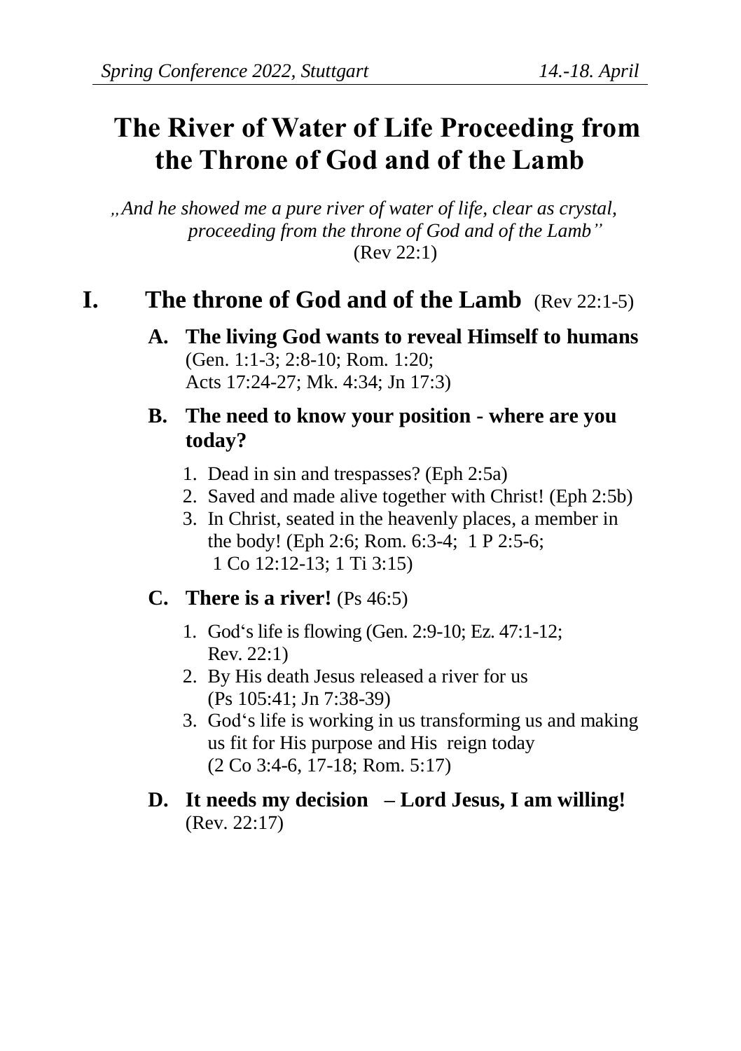# The River of Water of Life Proceeding from the Throne of God and of the Lamb

*„And he showed me a pure river of water of life, clear as crystal, proceeding from the throne of God and of the Lamb"*
(Rev 22:1)

## I. The throne of God and of the Lamb (Rev 22:1-5)

### A. The living God wants to reveal Himself to humans

(Gen. 1:1-3; 2:8-10; Rom. 1:20; Acts 17:24-27; Mk. 4:34; Jn 17:3)

### B. The need to know your position - where are you today?

1. Dead in sin and trespasses? (Eph 2:5a)
2. Saved and made alive together with Christ! (Eph 2:5b)
3. In Christ, seated in the heavenly places, a member in the body! (Eph 2:6; Rom. 6:3-4; 1 P 2:5-6; 1 Co 12:12-13; 1 Ti 3:15)

### C. There is a river! (Ps 46:5)

1. God's life is flowing (Gen. 2:9-10; Ez. 47:1-12; Rev. 22:1)
2. By His death Jesus released a river for us (Ps 105:41; Jn 7:38-39)
3. God's life is working in us transforming us and making us fit for His purpose and His reign today (2 Co 3:4-6, 17-18; Rom. 5:17)

### D. It needs my decision – Lord Jesus, I am willing!

(Rev. 22:17)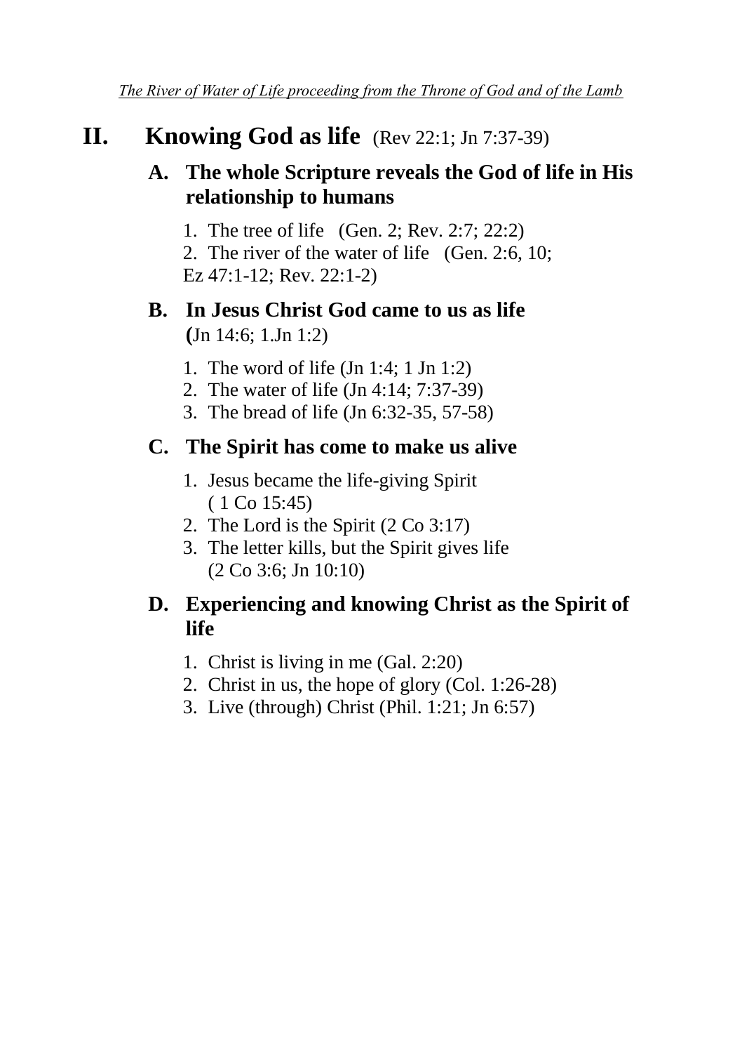# II. Knowing God as life (Rev 22:1; Jn 7:37-39)

## A. The whole Scripture reveals the God of life in His relationship to humans

1. The tree of life (Gen. 2; Rev. 2:7; 22:2)
2. The river of the water of life (Gen. 2:6, 10; Ez 47:1-12; Rev. 22:1-2)

## B. In Jesus Christ God came to us as life (Jn 14:6; 1.Jn 1:2)

1. The word of life (Jn 1:4; 1 Jn 1:2)
2. The water of life (Jn 4:14; 7:37-39)
3. The bread of life (Jn 6:32-35, 57-58)

## C. The Spirit has come to make us alive

1. Jesus became the life-giving Spirit ( 1 Co 15:45)
2. The Lord is the Spirit (2 Co 3:17)
3. The letter kills, but the Spirit gives life (2 Co 3:6; Jn 10:10)

## D. Experiencing and knowing Christ as the Spirit of life

1. Christ is living in me (Gal. 2:20)
2. Christ in us, the hope of glory (Col. 1:26-28)
3. Live (through) Christ (Phil. 1:21; Jn 6:57)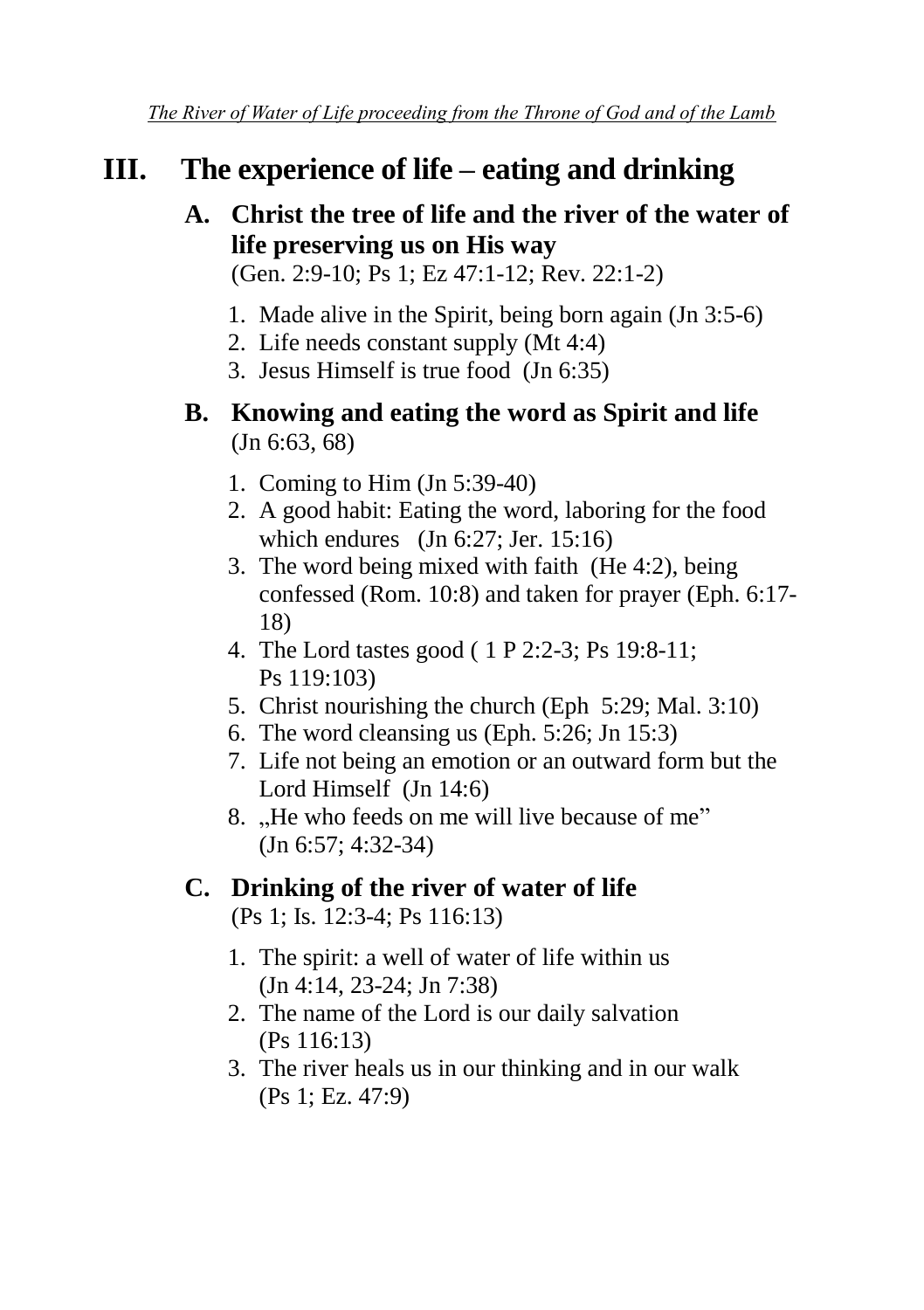# III. The experience of life – eating and drinking

## A. Christ the tree of life and the river of the water of life preserving us on His way

(Gen. 2:9-10; Ps 1; Ez 47:1-12; Rev. 22:1-2)

1. Made alive in the Spirit, being born again (Jn 3:5-6)
2. Life needs constant supply (Mt 4:4)
3. Jesus Himself is true food (Jn 6:35)

## B. Knowing and eating the word as Spirit and life

(Jn 6:63, 68)

1. Coming to Him (Jn 5:39-40)
2. A good habit: Eating the word, laboring for the food which endures (Jn 6:27; Jer. 15:16)
3. The word being mixed with faith (He 4:2), being confessed (Rom. 10:8) and taken for prayer (Eph. 6:17-18)
4. The Lord tastes good ( 1 P 2:2-3; Ps 19:8-11; Ps 119:103)
5. Christ nourishing the church (Eph 5:29; Mal. 3:10)
6. The word cleansing us (Eph. 5:26; Jn 15:3)
7. Life not being an emotion or an outward form but the Lord Himself (Jn 14:6)
8. „He who feeds on me will live because of me" (Jn 6:57; 4:32-34)

## C. Drinking of the river of water of life

(Ps 1; Is. 12:3-4; Ps 116:13)

1. The spirit: a well of water of life within us (Jn 4:14, 23-24; Jn 7:38)
2. The name of the Lord is our daily salvation (Ps 116:13)
3. The river heals us in our thinking and in our walk (Ps 1; Ez. 47:9)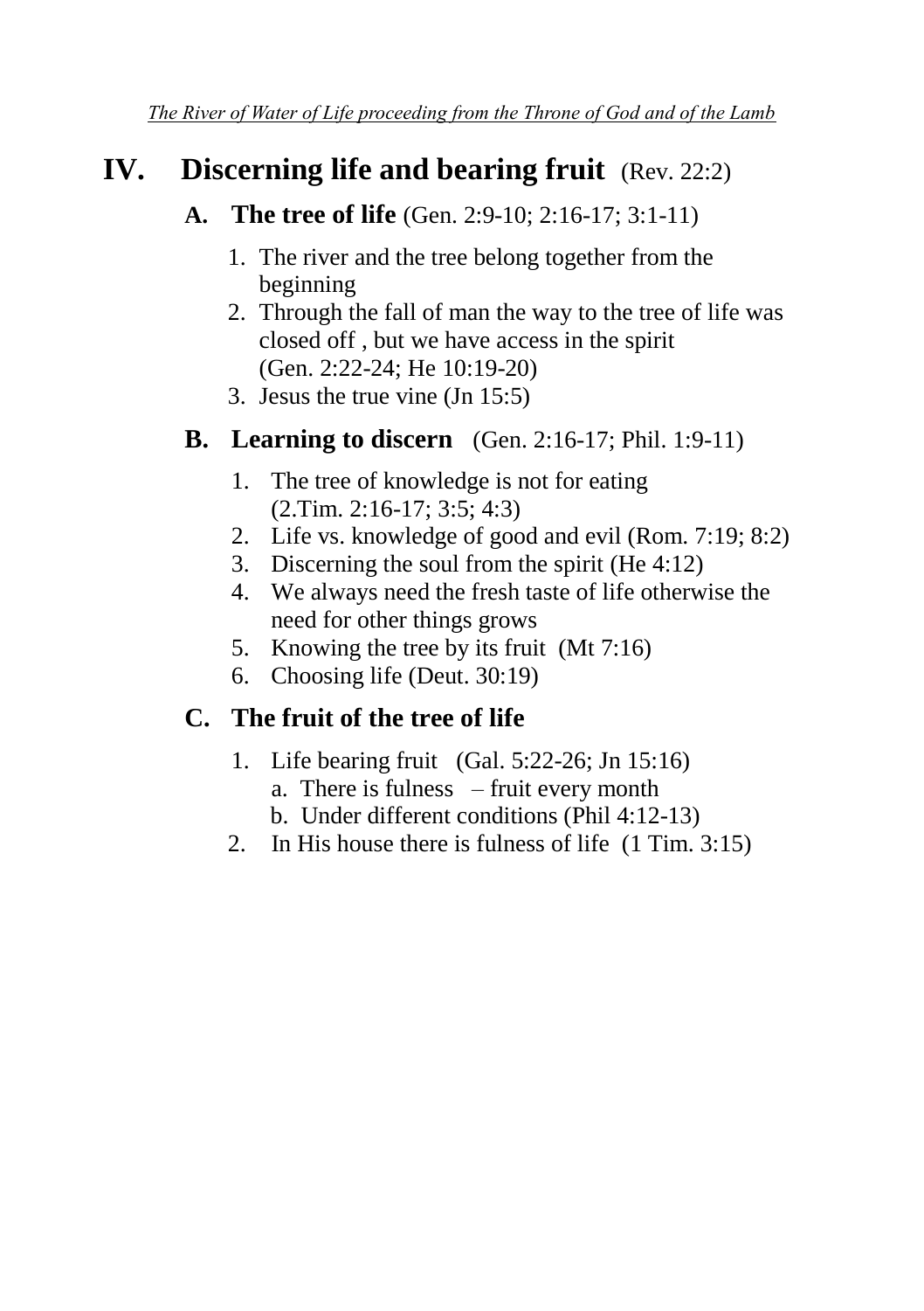## IV. Discerning life and bearing fruit (Rev. 22:2)

### A. The tree of life (Gen. 2:9-10; 2:16-17; 3:1-11)

1. The river and the tree belong together from the beginning
2. Through the fall of man the way to the tree of life was closed off , but we have access in the spirit (Gen. 2:22-24; He 10:19-20)
3. Jesus the true vine (Jn 15:5)

### B. Learning to discern (Gen. 2:16-17; Phil. 1:9-11)

1. The tree of knowledge is not for eating (2.Tim. 2:16-17; 3:5; 4:3)
2. Life vs. knowledge of good and evil (Rom. 7:19; 8:2)
3. Discerning the soul from the spirit (He 4:12)
4. We always need the fresh taste of life otherwise the need for other things grows
5. Knowing the tree by its fruit (Mt 7:16)
6. Choosing life (Deut. 30:19)

### C. The fruit of the tree of life

1. Life bearing fruit (Gal. 5:22-26; Jn 15:16)
   a. There is fulness – fruit every month
   b. Under different conditions (Phil 4:12-13)
2. In His house there is fulness of life (1 Tim. 3:15)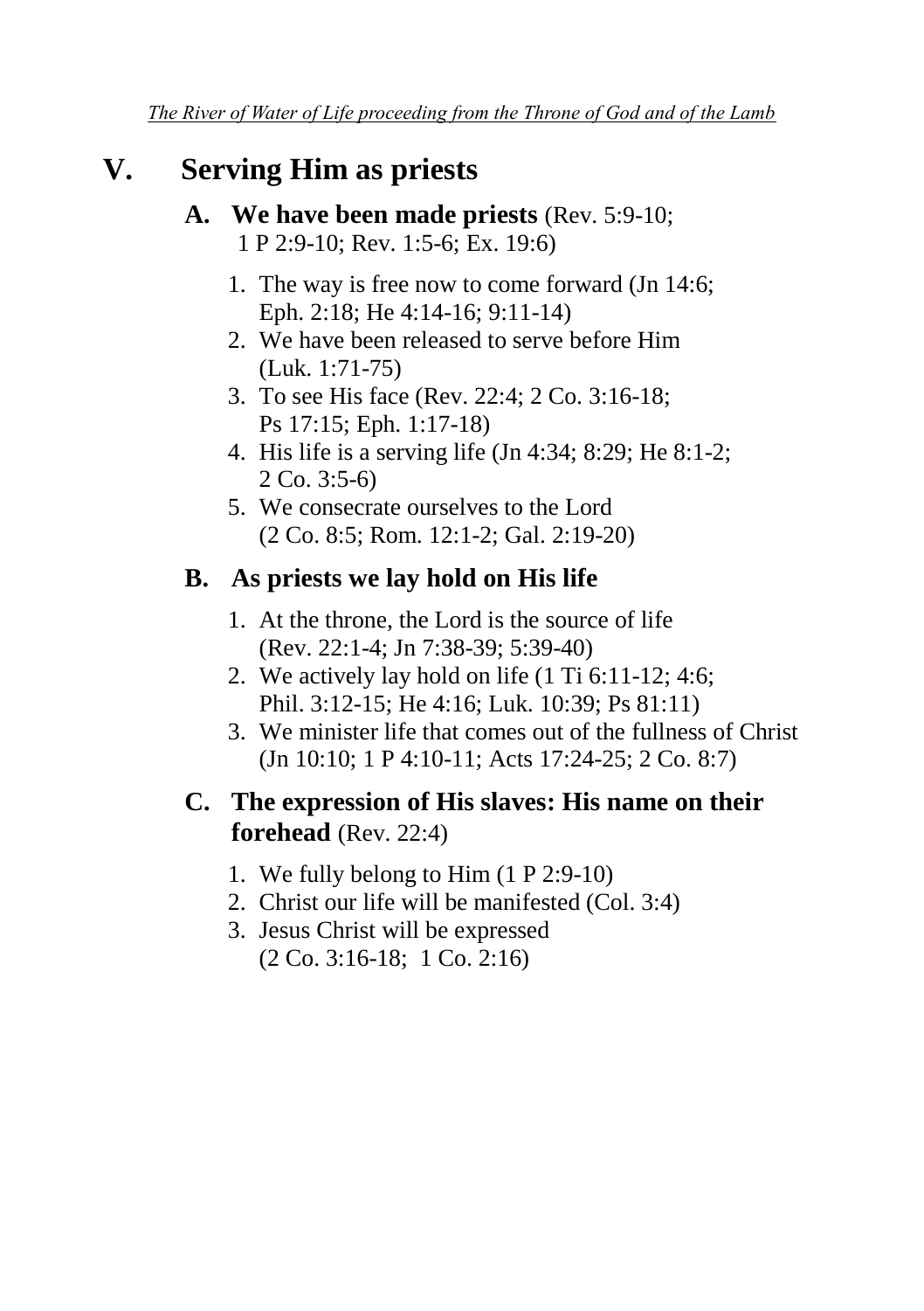# V. Serving Him as priests

## A. We have been made priests (Rev. 5:9-10; 1 P 2:9-10; Rev. 1:5-6; Ex. 19:6)

1. The way is free now to come forward (Jn 14:6; Eph. 2:18; He 4:14-16; 9:11-14)
2. We have been released to serve before Him (Luk. 1:71-75)
3. To see His face (Rev. 22:4; 2 Co. 3:16-18; Ps 17:15; Eph. 1:17-18)
4. His life is a serving life (Jn 4:34; 8:29; He 8:1-2; 2 Co. 3:5-6)
5. We consecrate ourselves to the Lord (2 Co. 8:5; Rom. 12:1-2; Gal. 2:19-20)

## B. As priests we lay hold on His life

1. At the throne, the Lord is the source of life (Rev. 22:1-4; Jn 7:38-39; 5:39-40)
2. We actively lay hold on life (1 Ti 6:11-12; 4:6; Phil. 3:12-15; He 4:16; Luk. 10:39; Ps 81:11)
3. We minister life that comes out of the fullness of Christ (Jn 10:10; 1 P 4:10-11; Acts 17:24-25; 2 Co. 8:7)

## C. The expression of His slaves: His name on their forehead (Rev. 22:4)

1. We fully belong to Him (1 P 2:9-10)
2. Christ our life will be manifested (Col. 3:4)
3. Jesus Christ will be expressed (2 Co. 3:16-18; 1 Co. 2:16)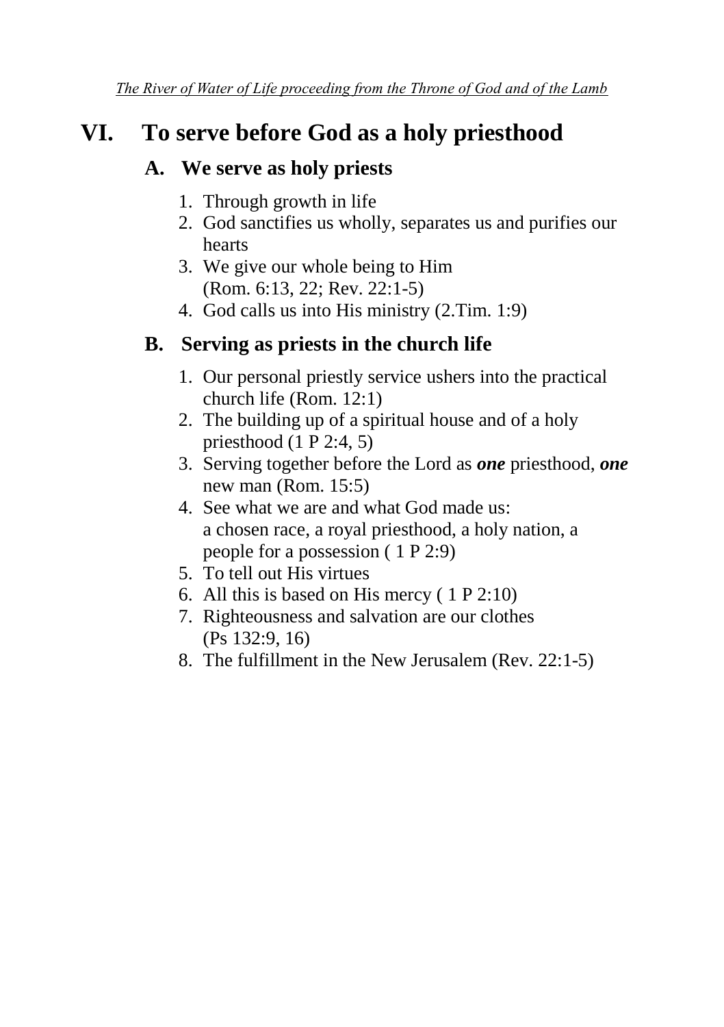# VI. To serve before God as a holy priesthood

## A. We serve as holy priests

1. Through growth in life
2. God sanctifies us wholly, separates us and purifies our hearts
3. We give our whole being to Him (Rom. 6:13, 22; Rev. 22:1-5)
4. God calls us into His ministry (2.Tim. 1:9)

## B. Serving as priests in the church life

1. Our personal priestly service ushers into the practical church life (Rom. 12:1)
2. The building up of a spiritual house and of a holy priesthood (1 P 2:4, 5)
3. Serving together before the Lord as ***one*** priesthood, ***one*** new man (Rom. 15:5)
4. See what we are and what God made us: a chosen race, a royal priesthood, a holy nation, a people for a possession ( 1 P 2:9)
5. To tell out His virtues
6. All this is based on His mercy ( 1 P 2:10)
7. Righteousness and salvation are our clothes (Ps 132:9, 16)
8. The fulfillment in the New Jerusalem (Rev. 22:1-5)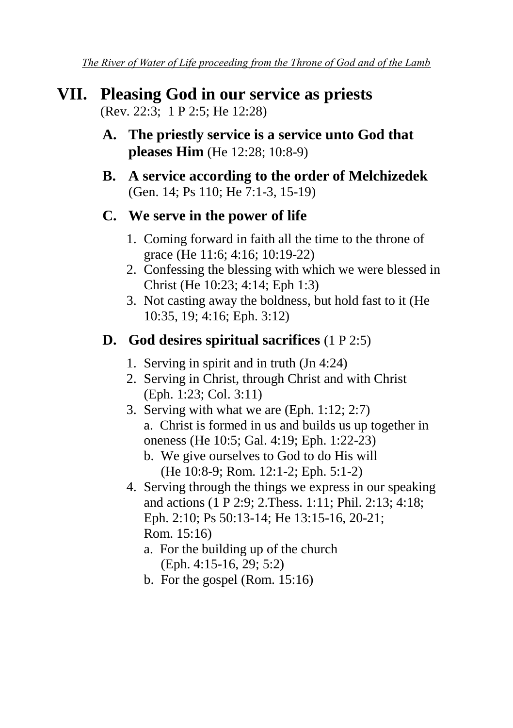# VII. Pleasing God in our service as priests

(Rev. 22:3; 1 P 2:5; He 12:28)

## A. The priestly service is a service unto God that pleases Him (He 12:28; 10:8-9)

## B. A service according to the order of Melchizedek (Gen. 14; Ps 110; He 7:1-3, 15-19)

## C. We serve in the power of life

1. Coming forward in faith all the time to the throne of grace (He 11:6; 4:16; 10:19-22)
2. Confessing the blessing with which we were blessed in Christ (He 10:23; 4:14; Eph 1:3)
3. Not casting away the boldness, but hold fast to it (He 10:35, 19; 4:16; Eph. 3:12)

## D. God desires spiritual sacrifices (1 P 2:5)

1. Serving in spirit and in truth (Jn 4:24)
2. Serving in Christ, through Christ and with Christ (Eph. 1:23; Col. 3:11)
3. Serving with what we are (Eph. 1:12; 2:7)
   a. Christ is formed in us and builds us up together in oneness (He 10:5; Gal. 4:19; Eph. 1:22-23)
   b. We give ourselves to God to do His will (He 10:8-9; Rom. 12:1-2; Eph. 5:1-2)
4. Serving through the things we express in our speaking and actions (1 P 2:9; 2.Thess. 1:11; Phil. 2:13; 4:18; Eph. 2:10; Ps 50:13-14; He 13:15-16, 20-21; Rom. 15:16)
   a. For the building up of the church (Eph. 4:15-16, 29; 5:2)
   b. For the gospel (Rom. 15:16)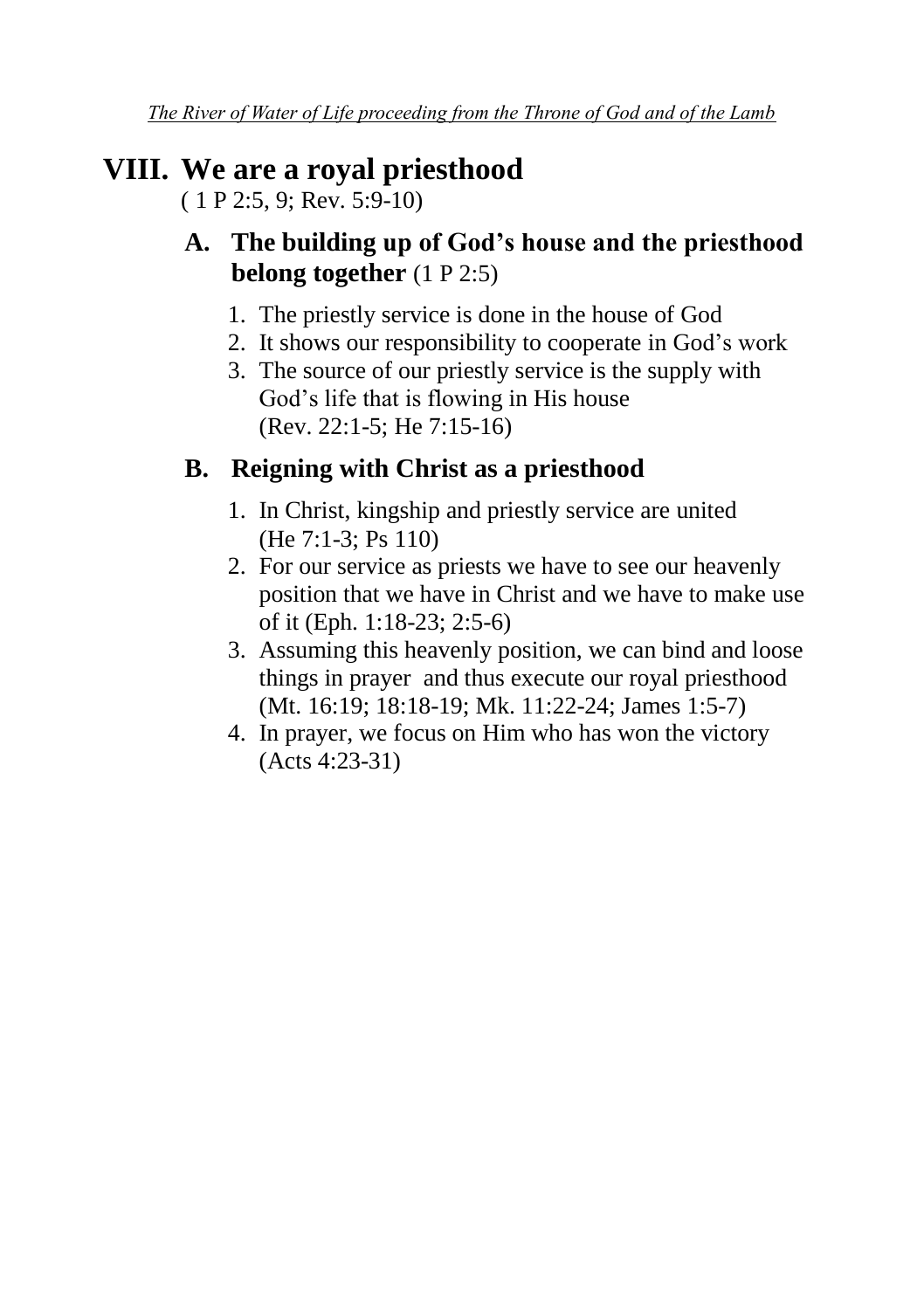# VIII. We are a royal priesthood

( 1 P 2:5, 9; Rev. 5:9-10)

## A. The building up of God's house and the priesthood belong together (1 P 2:5)

1. The priestly service is done in the house of God
2. It shows our responsibility to cooperate in God's work
3. The source of our priestly service is the supply with God's life that is flowing in His house (Rev. 22:1-5; He 7:15-16)

## B. Reigning with Christ as a priesthood

1. In Christ, kingship and priestly service are united (He 7:1-3; Ps 110)
2. For our service as priests we have to see our heavenly position that we have in Christ and we have to make use of it (Eph. 1:18-23; 2:5-6)
3. Assuming this heavenly position, we can bind and loose things in prayer and thus execute our royal priesthood (Mt. 16:19; 18:18-19; Mk. 11:22-24; James 1:5-7)
4. In prayer, we focus on Him who has won the victory (Acts 4:23-31)